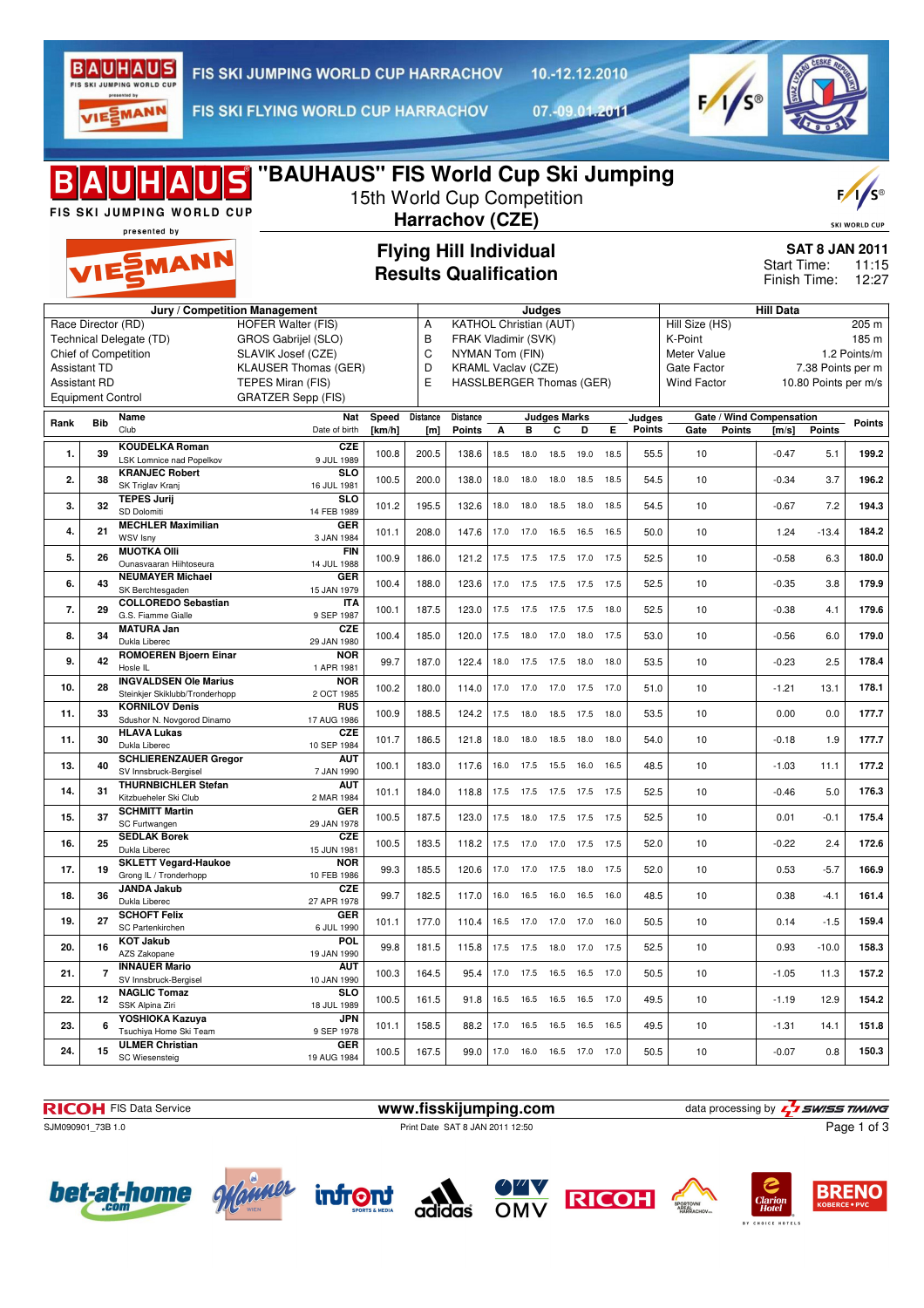FIS SKI JUMPING WORLD CUP HARRACHOV 10.-12.12.2010

FIS SKI FLYING WORLD CUP HARRACHOV 07.-09.01.2011

# "BAUHAUS" FIS World Cup Ski Jumping

## 15th World Cup Competition
## Harrachov (CZE)

### Flying Hill Individual
### Results Qualification

**SAT 8 JAN 2011**
Start Time: 11:15
Finish Time: 12:27

| Jury / Competition Management | | Judges | | Hill Data | |
|---|---|---|---|---|---|
| Race Director (RD) | HOFER Walter (FIS) | A | KATHOL Christian (AUT) | Hill Size (HS) | 205 m |
| Technical Delegate (TD) | GROS Gabrijel (SLO) | B | FRAK Vladimir (SVK) | K-Point | 185 m |
| Chief of Competition | SLAVIK Josef (CZE) | C | NYMAN Tom (FIN) | Meter Value | 1.2 Points/m |
| Assistant TD | KLAUSER Thomas (GER) | D | KRAML Vaclav (CZE) | Gate Factor | 7.38 Points per m |
| Assistant RD | TEPES Miran (FIS) | E | HASSLBERGER Thomas (GER) | Wind Factor | 10.80 Points per m/s |
| Equipment Control | GRATZER Sepp (FIS) | | | | |

| Rank | Bib | Name / Club | Nat / Date of birth | Speed [km/h] | Distance [m] | Distance Points | A | B | C | D | E | Judges Points | Gate | Gate Points | Wind [m/s] | Wind Points | Points |
|---|---|---|---|---|---|---|---|---|---|---|---|---|---|---|---|---|---|
| 1. | 39 | KOUDELKA Roman / LSK Lomnice nad Popelkov | CZE / 9 JUL 1989 | 100.8 | 200.5 | 138.6 | 18.5 | 18.0 | 18.5 | 19.0 | 18.5 | 55.5 | 10 | | -0.47 | 5.1 | 199.2 |
| 2. | 38 | KRANJEC Robert / SK Triglav Kranj | SLO / 16 JUL 1981 | 100.5 | 200.0 | 138.0 | 18.0 | 18.0 | 18.0 | 18.5 | 18.5 | 54.5 | 10 | | -0.34 | 3.7 | 196.2 |
| 3. | 32 | TEPES Jurij / SD Dolomiti | SLO / 14 FEB 1989 | 101.2 | 195.5 | 132.6 | 18.0 | 18.0 | 18.5 | 18.0 | 18.5 | 54.5 | 10 | | -0.67 | 7.2 | 194.3 |
| 4. | 21 | MECHLER Maximilian / WSV Isny | GER / 3 JAN 1984 | 101.1 | 208.0 | 147.6 | 17.0 | 17.0 | 16.5 | 16.5 | 16.5 | 50.0 | 10 | | 1.24 | -13.4 | 184.2 |
| 5. | 26 | MUOTKA Olli / Ounasvaaran Hiihtoseura | FIN / 14 JUL 1988 | 100.9 | 186.0 | 121.2 | 17.5 | 17.5 | 17.5 | 17.0 | 17.5 | 52.5 | 10 | | -0.58 | 6.3 | 180.0 |
| 6. | 43 | NEUMAYER Michael / SK Berchtesgaden | GER / 15 JAN 1979 | 100.4 | 188.0 | 123.6 | 17.0 | 17.5 | 17.5 | 17.5 | 17.5 | 52.5 | 10 | | -0.35 | 3.8 | 179.9 |
| 7. | 29 | COLLOREDO Sebastian / G.S. Fiamme Gialle | ITA / 9 SEP 1987 | 100.1 | 187.5 | 123.0 | 17.5 | 17.5 | 17.5 | 17.5 | 18.0 | 52.5 | 10 | | -0.38 | 4.1 | 179.6 |
| 8. | 34 | MATURA Jan / Dukla Liberec | CZE / 29 JAN 1980 | 100.4 | 185.0 | 120.0 | 17.5 | 18.0 | 17.0 | 18.0 | 17.5 | 53.0 | 10 | | -0.56 | 6.0 | 179.0 |
| 9. | 42 | ROMOEREN Bjoern Einar / Hosle IL | NOR / 1 APR 1981 | 99.7 | 187.0 | 122.4 | 18.0 | 17.5 | 17.5 | 18.0 | 18.0 | 53.5 | 10 | | -0.23 | 2.5 | 178.4 |
| 10. | 28 | INGVALDSEN Ole Marius / Steinkjer Skiklubb/Tronderhopp | NOR / 2 OCT 1985 | 100.2 | 180.0 | 114.0 | 17.0 | 17.0 | 17.0 | 17.5 | 17.0 | 51.0 | 10 | | -1.21 | 13.1 | 178.1 |
| 11. | 33 | KORNILOV Denis / Sdushor N. Novgorod Dinamo | RUS / 17 AUG 1986 | 100.9 | 188.5 | 124.2 | 17.5 | 18.0 | 18.5 | 17.5 | 18.0 | 53.5 | 10 | | 0.00 | 0.0 | 177.7 |
| 11. | 30 | HLAVA Lukas / Dukla Liberec | CZE / 10 SEP 1984 | 101.7 | 186.5 | 121.8 | 18.0 | 18.0 | 18.5 | 18.0 | 18.0 | 54.0 | 10 | | -0.18 | 1.9 | 177.7 |
| 13. | 40 | SCHLIERENZAUER Gregor / SV Innsbruck-Bergisel | AUT / 7 JAN 1990 | 100.1 | 183.0 | 117.6 | 16.0 | 17.5 | 15.5 | 16.0 | 16.5 | 48.5 | 10 | | -1.03 | 11.1 | 177.2 |
| 14. | 31 | THURNBICHLER Stefan / Kitzbueheler Ski Club | AUT / 2 MAR 1984 | 101.1 | 184.0 | 118.8 | 17.5 | 17.5 | 17.5 | 17.5 | 17.5 | 52.5 | 10 | | -0.46 | 5.0 | 176.3 |
| 15. | 37 | SCHMITT Martin / SC Furtwangen | GER / 29 JAN 1978 | 100.5 | 187.5 | 123.0 | 17.5 | 18.0 | 17.5 | 17.5 | 17.5 | 52.5 | 10 | | 0.01 | -0.1 | 175.4 |
| 16. | 25 | SEDLAK Borek / Dukla Liberec | CZE / 15 JUN 1981 | 100.5 | 183.5 | 118.2 | 17.5 | 17.0 | 17.0 | 17.5 | 17.5 | 52.0 | 10 | | -0.22 | 2.4 | 172.6 |
| 17. | 19 | SKLETT Vegard-Haukoe / Grong IL / Tronderhopp | NOR / 10 FEB 1986 | 99.3 | 185.5 | 120.6 | 17.0 | 17.0 | 17.5 | 18.0 | 17.5 | 52.0 | 10 | | 0.53 | -5.7 | 166.9 |
| 18. | 36 | JANDA Jakub / Dukla Liberec | CZE / 27 APR 1978 | 99.7 | 182.5 | 117.0 | 16.0 | 16.5 | 16.0 | 16.5 | 16.0 | 48.5 | 10 | | 0.38 | -4.1 | 161.4 |
| 19. | 27 | SCHOFT Felix / SC Partenkirchen | GER / 6 JUL 1990 | 101.1 | 177.0 | 110.4 | 16.5 | 17.0 | 17.0 | 17.0 | 16.0 | 50.5 | 10 | | 0.14 | -1.5 | 159.4 |
| 20. | 16 | KOT Jakub / AZS Zakopane | POL / 19 JAN 1990 | 99.8 | 181.5 | 115.8 | 17.5 | 17.5 | 18.0 | 17.0 | 17.5 | 52.5 | 10 | | 0.93 | -10.0 | 158.3 |
| 21. | 7 | INNAUER Mario / SV Innsbruck-Bergisel | AUT / 10 JAN 1990 | 100.3 | 164.5 | 95.4 | 17.0 | 17.5 | 16.5 | 16.5 | 17.0 | 50.5 | 10 | | -1.05 | 11.3 | 157.2 |
| 22. | 12 | NAGLIC Tomaz / SSK Alpina Ziri | SLO / 18 JUL 1989 | 100.5 | 161.5 | 91.8 | 16.5 | 16.5 | 16.5 | 16.5 | 17.0 | 49.5 | 10 | | -1.19 | 12.9 | 154.2 |
| 23. | 6 | YOSHIOKA Kazuya / Tsuchiya Home Ski Team | JPN / 9 SEP 1978 | 101.1 | 158.5 | 88.2 | 17.0 | 16.5 | 16.5 | 16.5 | 16.5 | 49.5 | 10 | | -1.31 | 14.1 | 151.8 |
| 24. | 15 | ULMER Christian / SC Wiesensteig | GER / 19 AUG 1984 | 100.5 | 167.5 | 99.0 | 17.0 | 16.0 | 16.5 | 17.0 | 17.0 | 50.5 | 10 | | -0.07 | 0.8 | 150.3 |

RICOH FIS Data Service www.fisskijumping.com data processing by SWISS TIMING

SJM090901_73B 1.0 Print Date SAT 8 JAN 2011 12:50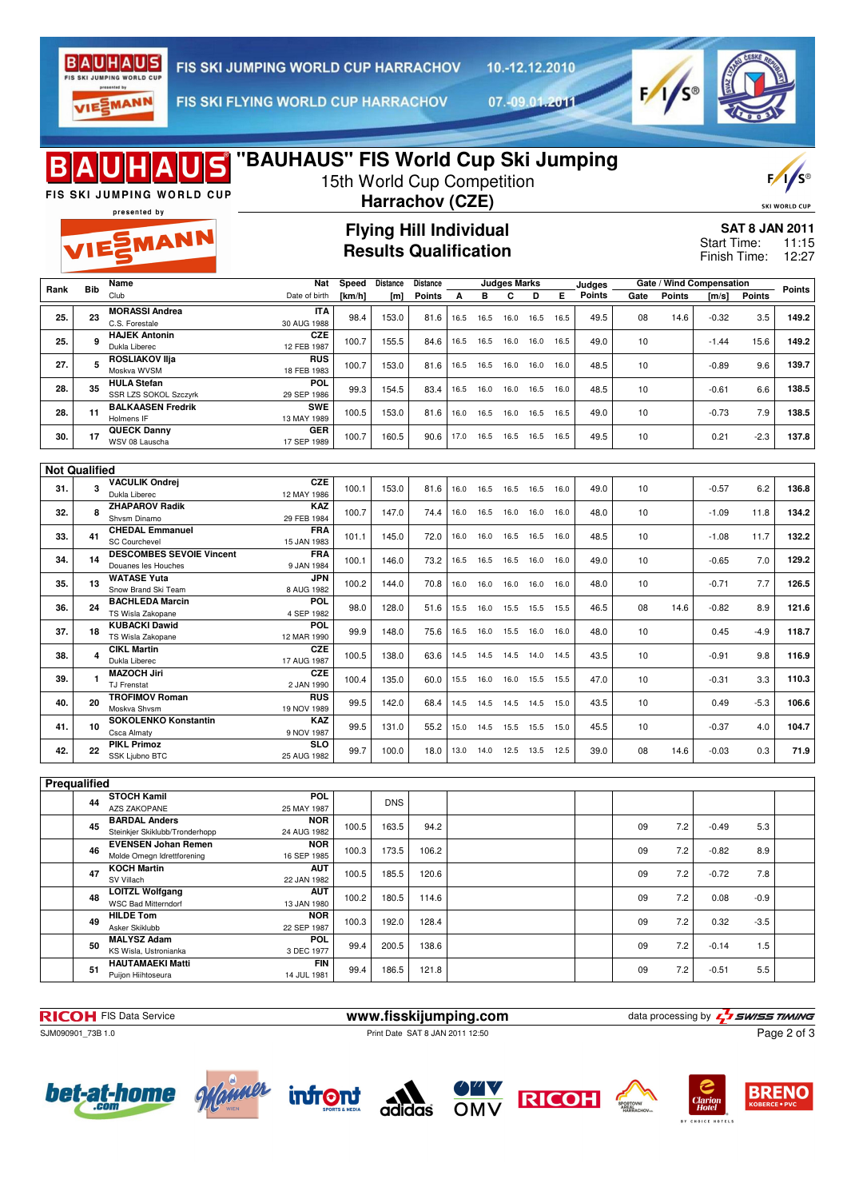# "BAUHAUS" FIS World Cup Ski Jumping

15th World Cup Competition

**Harrachov (CZE)**

## Flying Hill Individual
## Results Qualification

**SAT 8 JAN 2011**
Start Time: 11:15
Finish Time: 12:27

| Rank | Bib | Name / Club | Nat / Date of birth | Speed [km/h] | Distance [m] | Distance Points | A | B | C | D | E | Judges Points | Gate | Gate Points | Wind [m/s] | Wind Points | Points |
|---|---|---|---|---|---|---|---|---|---|---|---|---|---|---|---|---|---|
| 25. | 23 | MORASSI Andrea / C.S. Forestale | ITA / 30 AUG 1988 | 98.4 | 153.0 | 81.6 | 16.5 | 16.5 | 16.0 | 16.5 | 16.5 | 49.5 | 08 | 14.6 | -0.32 | 3.5 | 149.2 |
| 25. | 9 | HAJEK Antonin / Dukla Liberec | CZE / 12 FEB 1987 | 100.7 | 155.5 | 84.6 | 16.5 | 16.5 | 16.0 | 16.0 | 16.5 | 49.0 | 10 | | -1.44 | 15.6 | 149.2 |
| 27. | 5 | ROSLIAKOV Ilja / Moskva WVSM | RUS / 18 FEB 1983 | 100.7 | 153.0 | 81.6 | 16.5 | 16.5 | 16.0 | 16.0 | 16.0 | 48.5 | 10 | | -0.89 | 9.6 | 139.7 |
| 28. | 35 | HULA Stefan / SSR LZS SOKOL Szczyrk | POL / 29 SEP 1986 | 99.3 | 154.5 | 83.4 | 16.5 | 16.0 | 16.0 | 16.5 | 16.0 | 48.5 | 10 | | -0.61 | 6.6 | 138.5 |
| 28. | 11 | BALKAASEN Fredrik / Holmens IF | SWE / 13 MAY 1989 | 100.5 | 153.0 | 81.6 | 16.0 | 16.5 | 16.0 | 16.5 | 16.5 | 49.0 | 10 | | -0.73 | 7.9 | 138.5 |
| 30. | 17 | QUECK Danny / WSV 08 Lauscha | GER / 17 SEP 1989 | 100.7 | 160.5 | 90.6 | 17.0 | 16.5 | 16.5 | 16.5 | 16.5 | 49.5 | 10 | | 0.21 | -2.3 | 137.8 |

**Not Qualified**

| Rank | Bib | Name / Club | Nat / Date of birth | Speed [km/h] | Distance [m] | Distance Points | A | B | C | D | E | Judges Points | Gate | Gate Points | Wind [m/s] | Wind Points | Points |
|---|---|---|---|---|---|---|---|---|---|---|---|---|---|---|---|---|---|
| 31. | 3 | VACULIK Ondrej / Dukla Liberec | CZE / 12 MAY 1986 | 100.1 | 153.0 | 81.6 | 16.0 | 16.5 | 16.5 | 16.5 | 16.0 | 49.0 | 10 | | -0.57 | 6.2 | 136.8 |
| 32. | 8 | ZHAPAROV Radik / Shvsm Dinamo | KAZ / 29 FEB 1984 | 100.7 | 147.0 | 74.4 | 16.0 | 16.5 | 16.0 | 16.0 | 16.0 | 48.0 | 10 | | -1.09 | 11.8 | 134.2 |
| 33. | 41 | CHEDAL Emmanuel / SC Courchevel | FRA / 15 JAN 1983 | 101.1 | 145.0 | 72.0 | 16.0 | 16.0 | 16.5 | 16.5 | 16.0 | 48.5 | 10 | | -1.08 | 11.7 | 132.2 |
| 34. | 14 | DESCOMBES SEVOIE Vincent / Douanes les Houches | FRA / 9 JAN 1984 | 100.1 | 146.0 | 73.2 | 16.5 | 16.5 | 16.5 | 16.0 | 16.0 | 49.0 | 10 | | -0.65 | 7.0 | 129.2 |
| 35. | 13 | WATASE Yuta / Snow Brand Ski Team | JPN / 8 AUG 1982 | 100.2 | 144.0 | 70.8 | 16.0 | 16.0 | 16.0 | 16.0 | 16.0 | 48.0 | 10 | | -0.71 | 7.7 | 126.5 |
| 36. | 24 | BACHLEDA Marcin / TS Wisla Zakopane | POL / 4 SEP 1982 | 98.0 | 128.0 | 51.6 | 15.5 | 16.0 | 15.5 | 15.5 | 15.5 | 46.5 | 08 | 14.6 | -0.82 | 8.9 | 121.6 |
| 37. | 18 | KUBACKI Dawid / TS Wisla Zakopane | POL / 12 MAR 1990 | 99.9 | 148.0 | 75.6 | 16.5 | 16.0 | 15.5 | 16.0 | 16.0 | 48.0 | 10 | | 0.45 | -4.9 | 118.7 |
| 38. | 4 | CIKL Martin / Dukla Liberec | CZE / 17 AUG 1987 | 100.5 | 138.0 | 63.6 | 14.5 | 14.5 | 14.5 | 14.0 | 14.5 | 43.5 | 10 | | -0.91 | 9.8 | 116.9 |
| 39. | 1 | MAZOCH Jiri / TJ Frenstat | CZE / 2 JAN 1990 | 100.4 | 135.0 | 60.0 | 15.5 | 16.0 | 16.0 | 15.5 | 15.5 | 47.0 | 10 | | -0.31 | 3.3 | 110.3 |
| 40. | 20 | TROFIMOV Roman / Moskva Shvsm | RUS / 19 NOV 1989 | 99.5 | 142.0 | 68.4 | 14.5 | 14.5 | 14.5 | 14.5 | 15.0 | 43.5 | 10 | | 0.49 | -5.3 | 106.6 |
| 41. | 10 | SOKOLENKO Konstantin / Csca Almaty | KAZ / 9 NOV 1987 | 99.5 | 131.0 | 55.2 | 15.0 | 14.5 | 15.5 | 15.5 | 15.0 | 45.5 | 10 | | -0.37 | 4.0 | 104.7 |
| 42. | 22 | PIKL Primoz / SSK Ljubno BTC | SLO / 25 AUG 1982 | 99.7 | 100.0 | 18.0 | 13.0 | 14.0 | 12.5 | 13.5 | 12.5 | 39.0 | 08 | 14.6 | -0.03 | 0.3 | 71.9 |

**Prequalified**

| Rank | Bib | Name / Club | Nat / Date of birth | Speed [km/h] | Distance [m] | Distance Points | A | B | C | D | E | Judges Points | Gate | Gate Points | Wind [m/s] | Wind Points | Points |
|---|---|---|---|---|---|---|---|---|---|---|---|---|---|---|---|---|---|
| | 44 | STOCH Kamil / AZS ZAKOPANE | POL / 25 MAY 1987 | | DNS | | | | | | | | | | | | |
| | 45 | BARDAL Anders / Steinkjer Skiklubb/Tronderhopp | NOR / 24 AUG 1982 | 100.5 | 163.5 | 94.2 | | | | | | | 09 | 7.2 | -0.49 | 5.3 | |
| | 46 | EVENSEN Johan Remen / Molde Omegn Idrettforening | NOR / 16 SEP 1985 | 100.3 | 173.5 | 106.2 | | | | | | | 09 | 7.2 | -0.82 | 8.9 | |
| | 47 | KOCH Martin / SV Villach | AUT / 22 JAN 1982 | 100.5 | 185.5 | 120.6 | | | | | | | 09 | 7.2 | -0.72 | 7.8 | |
| | 48 | LOITZL Wolfgang / WSC Bad Mitterndorf | AUT / 13 JAN 1980 | 100.2 | 180.5 | 114.6 | | | | | | | 09 | 7.2 | 0.08 | -0.9 | |
| | 49 | HILDE Tom / Asker Skiklubb | NOR / 22 SEP 1987 | 100.3 | 192.0 | 128.4 | | | | | | | 09 | 7.2 | 0.32 | -3.5 | |
| | 50 | MALYSZ Adam / KS Wisla, Ustronianka | POL / 3 DEC 1977 | 99.4 | 200.5 | 138.6 | | | | | | | 09 | 7.2 | -0.14 | 1.5 | |
| | 51 | HAUTAMAEKI Matti / Puijon Hiihtoseura | FIN / 14 JUL 1981 | 99.4 | 186.5 | 121.8 | | | | | | | 09 | 7.2 | -0.51 | 5.5 | |

RICOH FIS Data Service — www.fisskijumping.com — data processing by SWISS TIMING

SJM090901_73B 1.0 — Print Date SAT 8 JAN 2011 12:50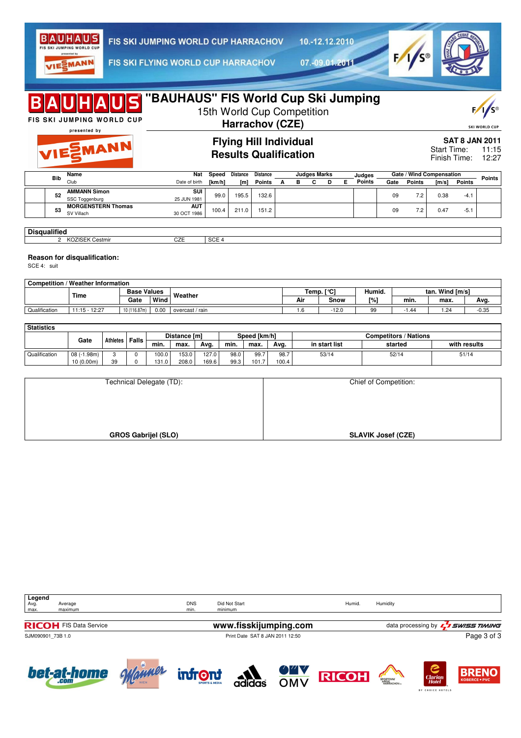# "BAUHAUS" FIS World Cup Ski Jumping

15th World Cup Competition

**Harrachov (CZE)**

## Flying Hill Individual
## Results Qualification

**SAT 8 JAN 2011**
Start Time: 11:15
Finish Time: 12:27

| Bib | Name / Club | Nat / Date of birth | Speed [km/h] | Distance [m] | Distance Points | A | B | C | D | E | Judges Points | Gate | Points | [m/s] | Points | Points |
|---|---|---|---|---|---|---|---|---|---|---|---|---|---|---|---|---|
| 52 | AMMANN Simon / SSC Toggenburg | SUI / 25 JUN 1981 | 99.0 | 195.5 | 132.6 | | | | | | | 09 | 7.2 | 0.38 | -4.1 | |
| 53 | MORGENSTERN Thomas / SV Villach | AUT / 30 OCT 1986 | 100.4 | 211.0 | 151.2 | | | | | | | 09 | 7.2 | 0.47 | -5.1 | |

**Disqualified**

| | | | |
|---|---|---|---|
| 2 | KOZISEK Cestmir | CZE | SCE 4 |

**Reason for disqualification:**
SCE 4: suit

**Competition / Weather Information**

| | Time | Base Values Gate | Base Values Wind | Weather | Temp. [°C] Air | Temp. [°C] Snow | Humid. [%] | tan. Wind [m/s] min. | tan. Wind [m/s] max. | tan. Wind [m/s] Avg. |
|---|---|---|---|---|---|---|---|---|---|---|
| Qualification | 11:15 - 12:27 | 10 (116.87m) | 0.00 | overcast / rain | 1.6 | -12.0 | 99 | -1.44 | 1.24 | -0.35 |

**Statistics**

| | Gate | Athletes | Falls | Distance [m] min. | Distance [m] max. | Distance [m] Avg. | Speed [km/h] min. | Speed [km/h] max. | Speed [km/h] Avg. | in start list | started | with results |
|---|---|---|---|---|---|---|---|---|---|---|---|---|
| Qualification | 08 (-1.98m) | 3 | 0 | 100.0 | 153.0 | 127.0 | 98.0 | 99.7 | 98.7 | 53/14 | 52/14 | 51/14 |
| | 10 (0.00m) | 39 | 0 | 131.0 | 208.0 | 169.6 | 99.3 | 101.7 | 100.4 | | | |

| Technical Delegate (TD): | Chief of Competition: |
|---|---|
| GROS Gabrijel (SLO) | SLAVIK Josef (CZE) |

**Legend**
Avg. Average; max. maximum; DNS Did Not Start; min. minimum; Humid. Humidity

RICOH FIS Data Service — www.fisskijumping.com — data processing by SWISS TIMING
SJM090901_73B 1.0 — Print Date SAT 8 JAN 2011 12:50